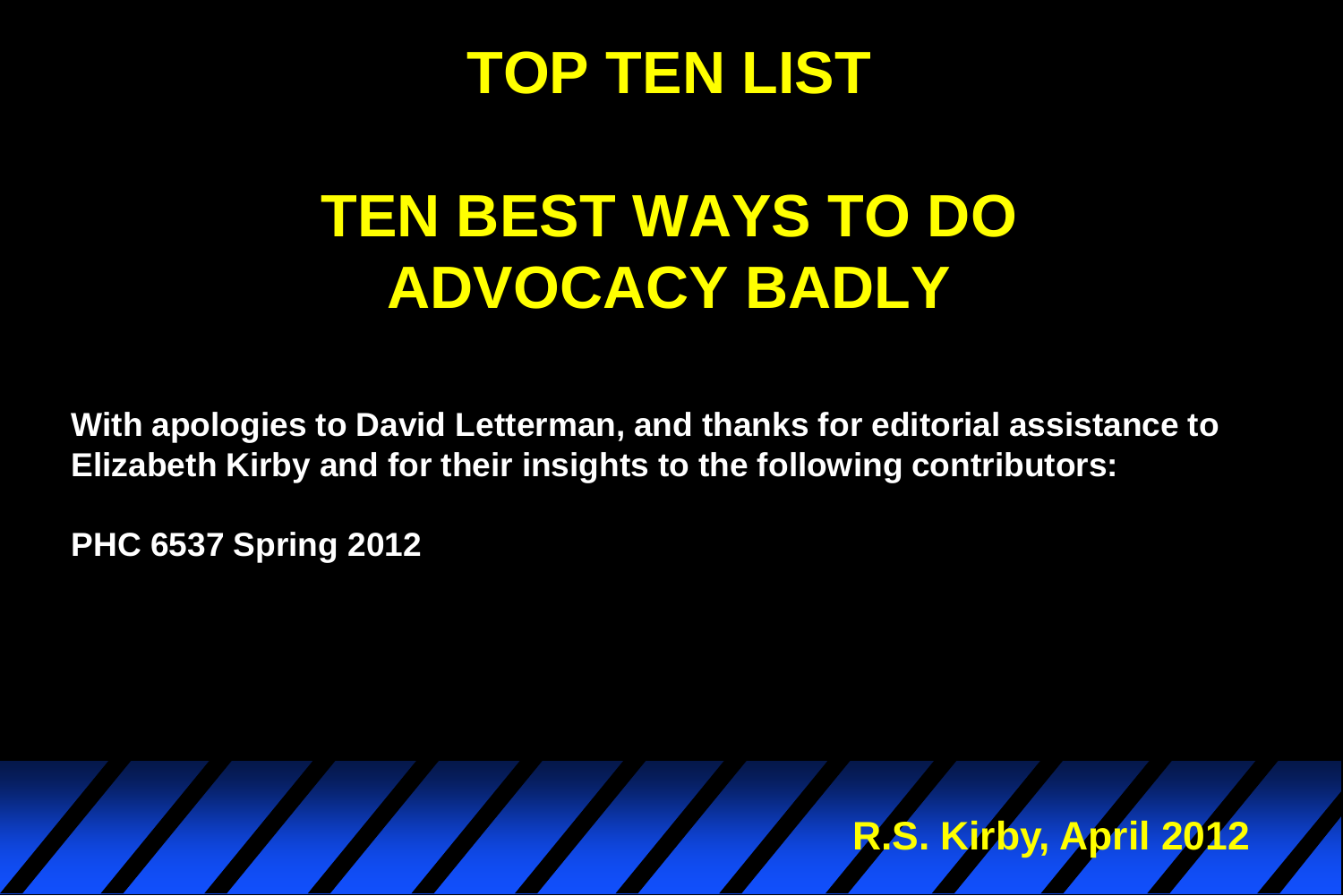# TOP TEN LIST

## TEN BEST WAYS TO DO ADVOCACY BADLY

**With apologies to David Letterman, and thanks for editorial assistance to Elizabeth Kirby and for their insights to the following contributors:**

**PHC 6537 Spring 2012**

**R.S. Kirby, April 2012**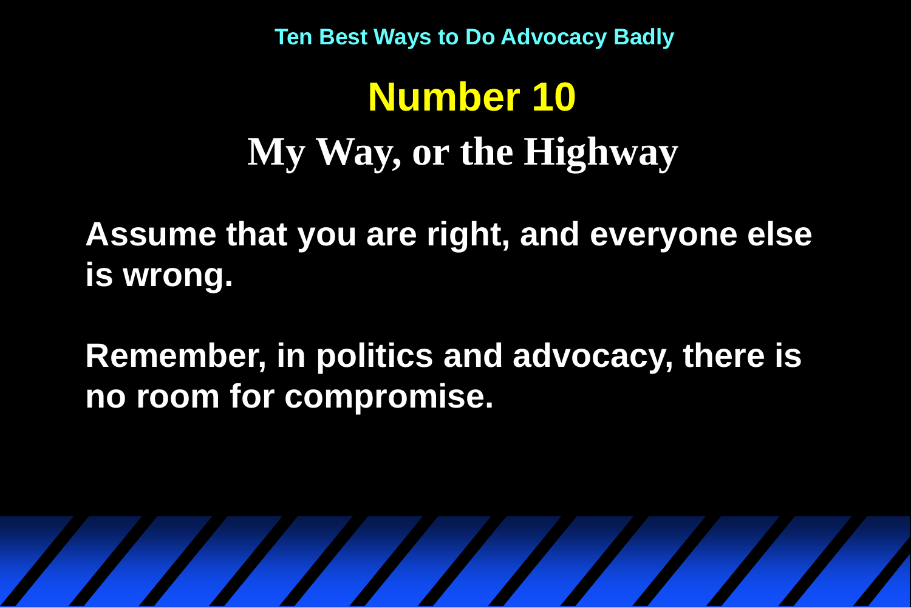Ten Best Ways to Do Advocacy Badly

# Number 10

## My Way, or the Highway

**Assume that you are right, and everyone else is wrong.**

**Remember, in politics and advocacy, there is no room for compromise.**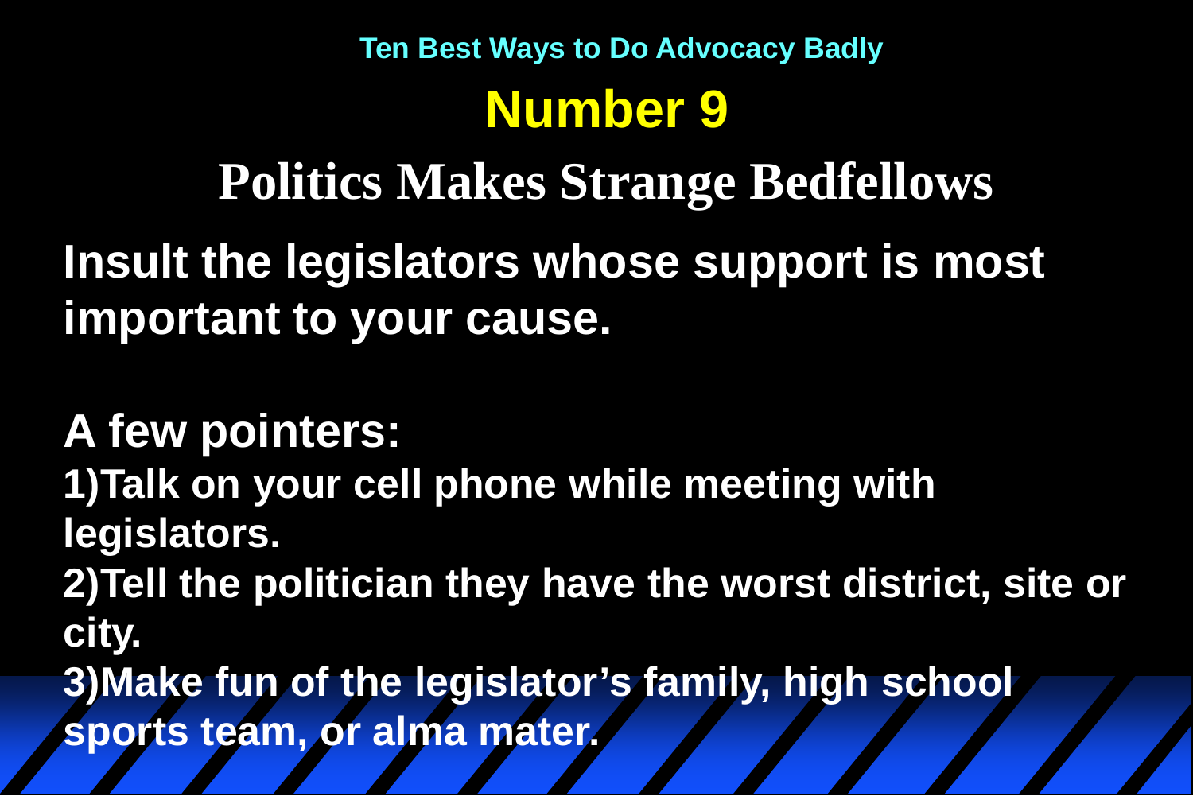### Ten Best Ways to Do Advocacy Badly

# Number 9

## Politics Makes Strange Bedfellows

**Insult the legislators whose support is most important to your cause.**

**A few pointers:**

1) **Talk on your cell phone while meeting with legislators.**
2) **Tell the politician they have the worst district, site or city.**
3) **Make fun of the legislator's family, high school sports team, or alma mater.**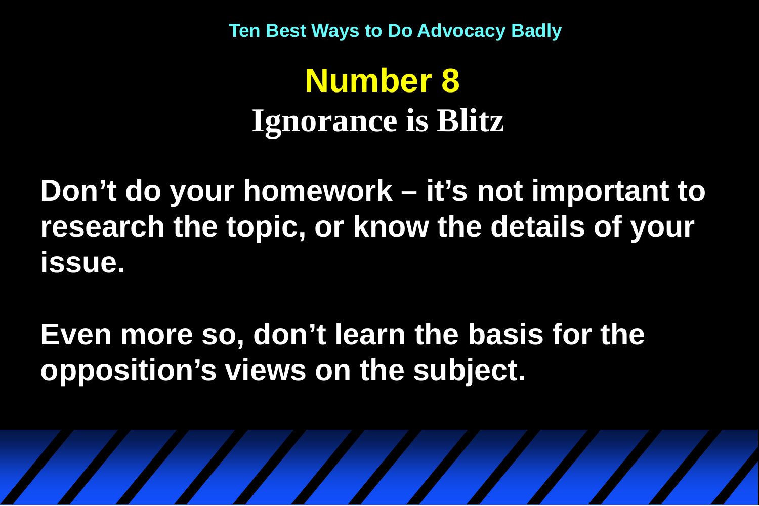Ten Best Ways to Do Advocacy Badly

# Number 8

## Ignorance is Blitz

**Don’t do your homework – it’s not important to research the topic, or know the details of your issue.**

**Even more so, don’t learn the basis for the opposition’s views on the subject.**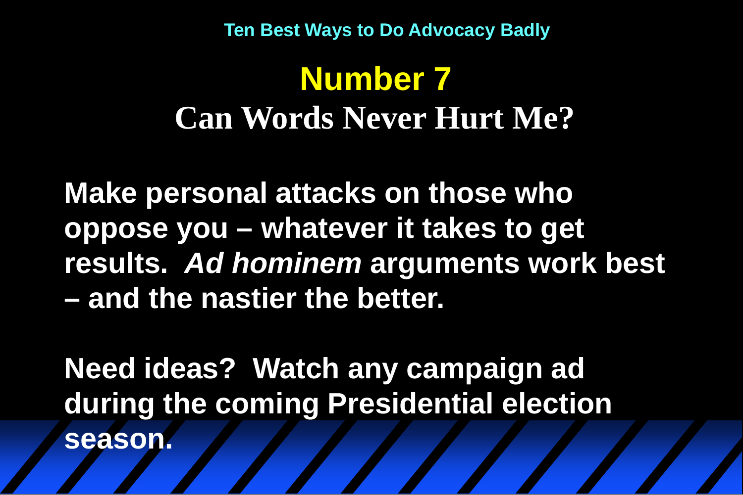Ten Best Ways to Do Advocacy Badly

# Number 7

## Can Words Never Hurt Me?

Make personal attacks on those who oppose you – whatever it takes to get results. *Ad hominem* arguments work best – and the nastier the better.

Need ideas? Watch any campaign ad during the coming Presidential election season.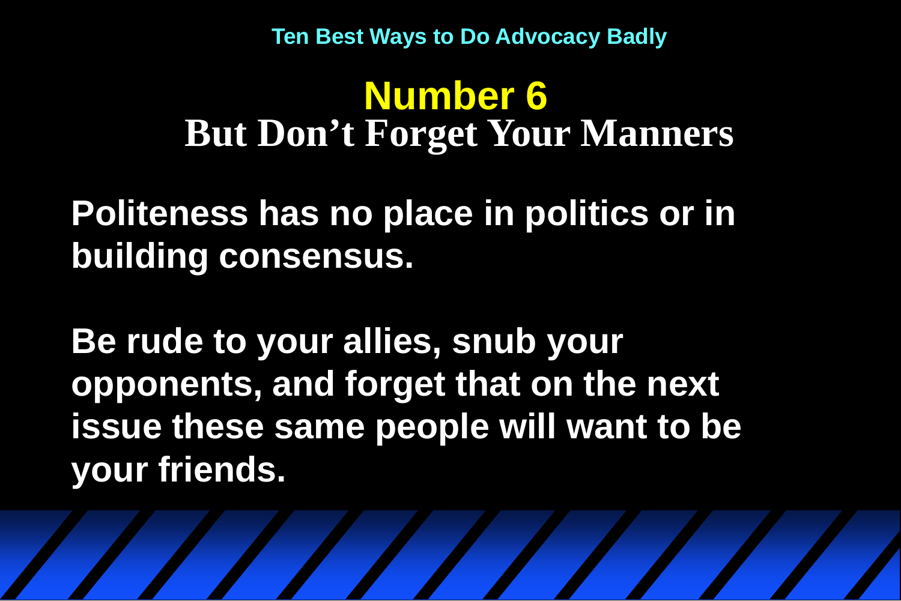Ten Best Ways to Do Advocacy Badly

# Number 6

## But Don't Forget Your Manners

**Politeness has no place in politics or in building consensus.**

**Be rude to your allies, snub your opponents, and forget that on the next issue these same people will want to be your friends.**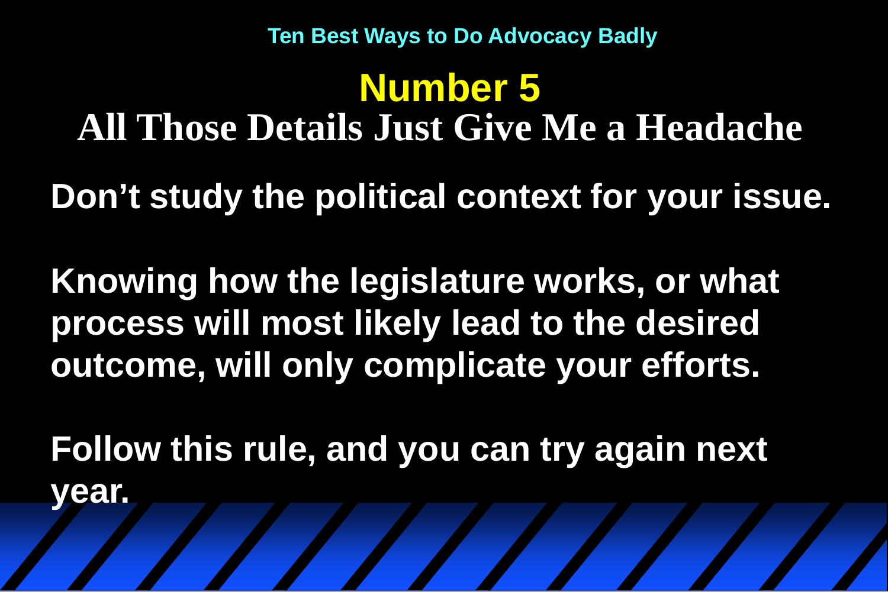Ten Best Ways to Do Advocacy Badly

# Number 5

## All Those Details Just Give Me a Headache

**Don't study the political context for your issue.**

**Knowing how the legislature works, or what process will most likely lead to the desired outcome, will only complicate your efforts.**

**Follow this rule, and you can try again next year.**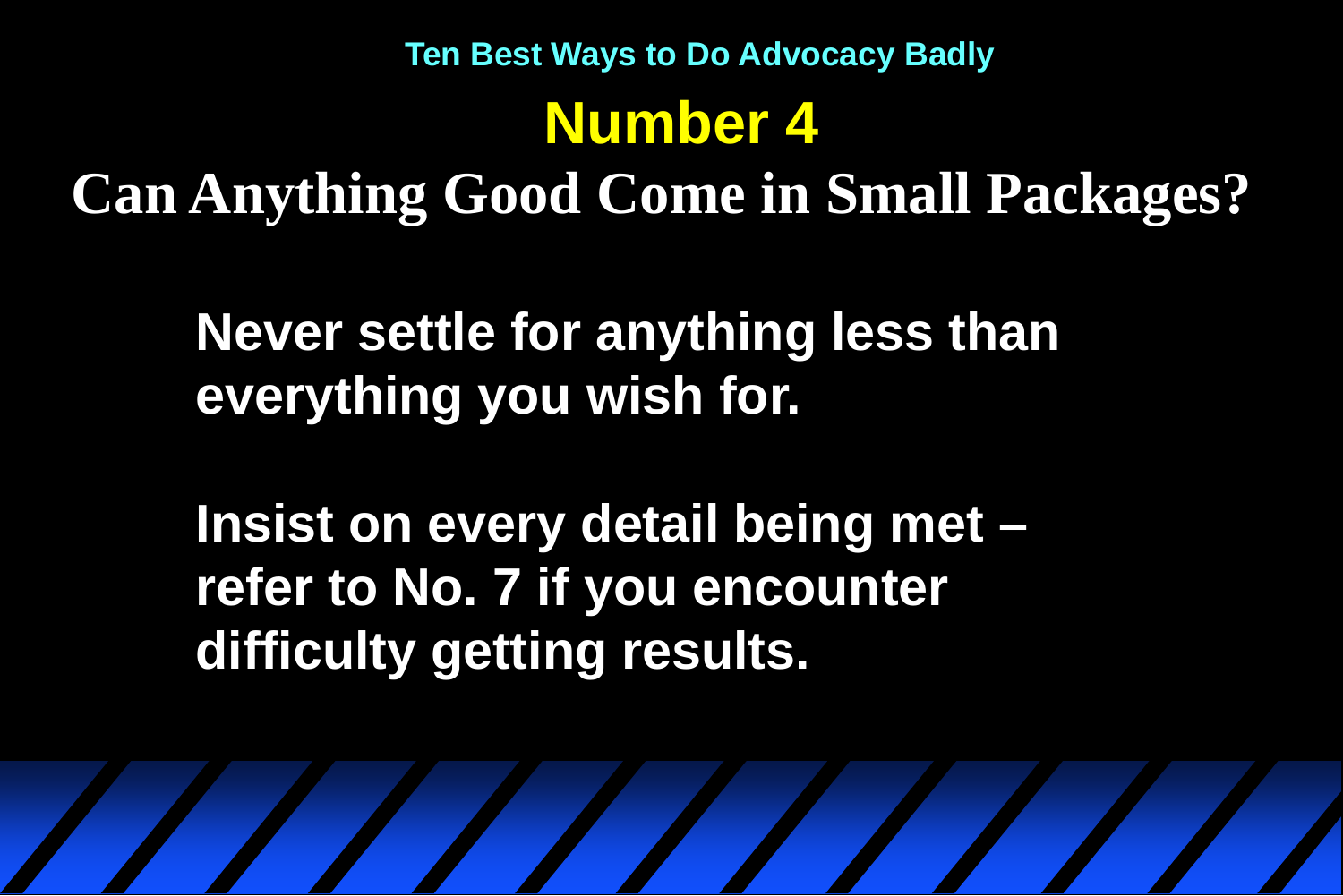Ten Best Ways to Do Advocacy Badly

# Number 4

## Can Anything Good Come in Small Packages?

**Never settle for anything less than everything you wish for.**

**Insist on every detail being met – refer to No. 7 if you encounter difficulty getting results.**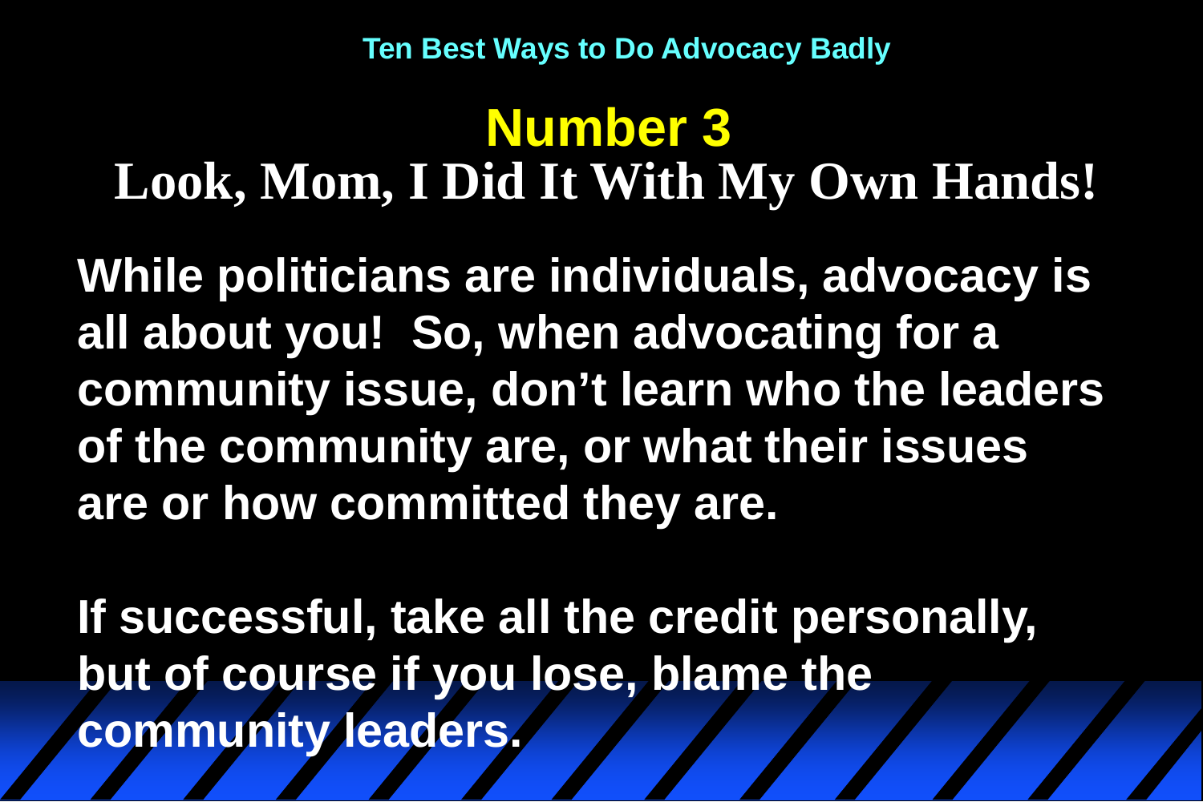Ten Best Ways to Do Advocacy Badly

# Number 3

## Look, Mom, I Did It With My Own Hands!

**While politicians are individuals, advocacy is all about you! So, when advocating for a community issue, don't learn who the leaders of the community are, or what their issues are or how committed they are.**

**If successful, take all the credit personally, but of course if you lose, blame the community leaders.**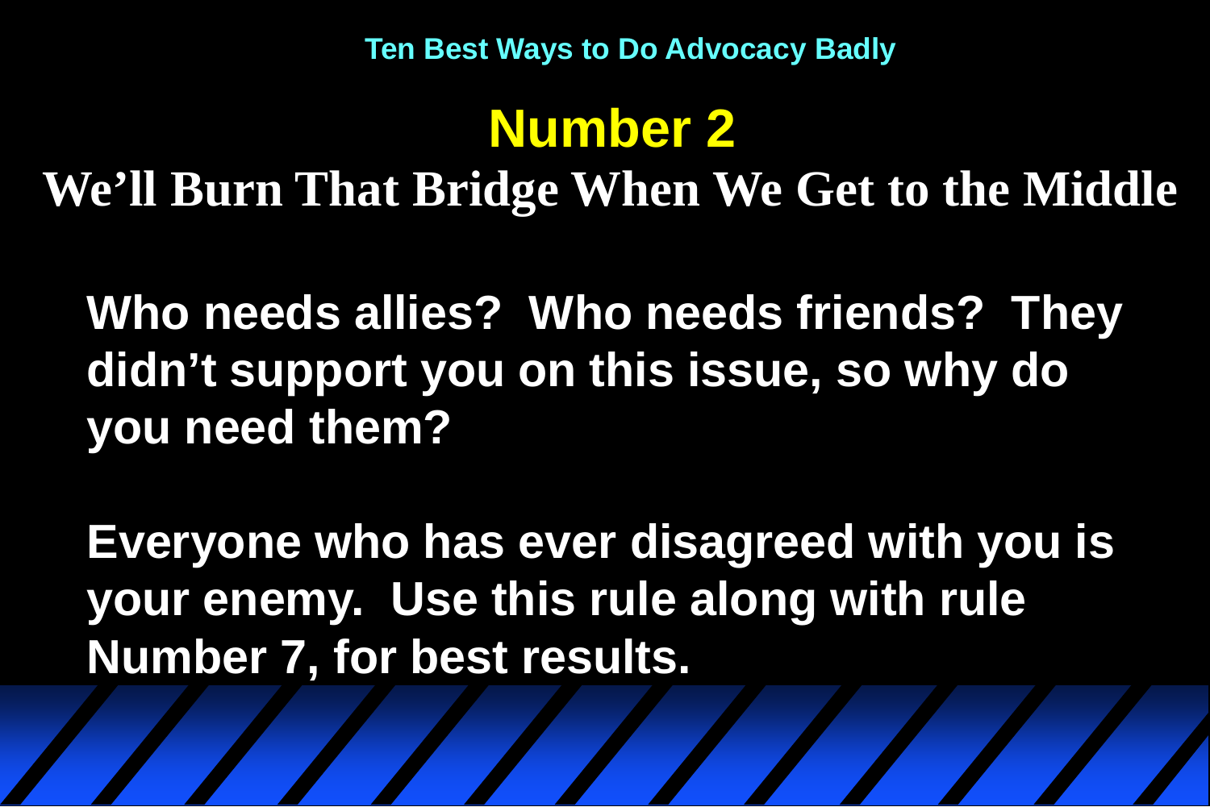Ten Best Ways to Do Advocacy Badly

# Number 2

## We'll Burn That Bridge When We Get to the Middle

**Who needs allies? Who needs friends? They didn't support you on this issue, so why do you need them?**

**Everyone who has ever disagreed with you is your enemy. Use this rule along with rule Number 7, for best results.**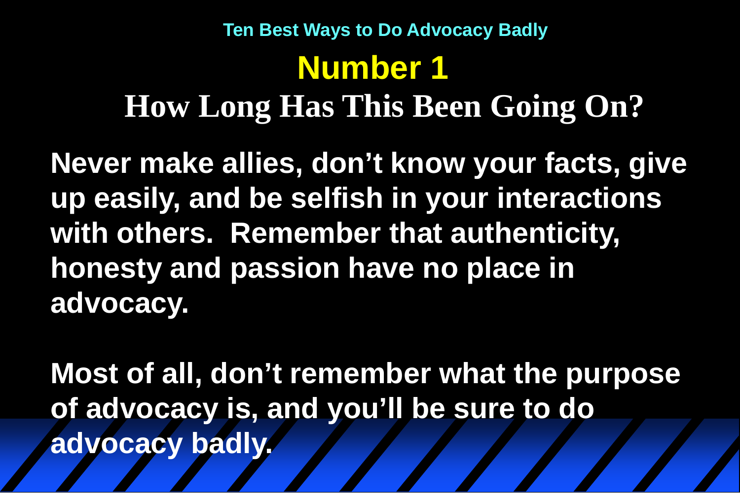### Ten Best Ways to Do Advocacy Badly

# Number 1

## How Long Has This Been Going On?

**Never make allies, don't know your facts, give up easily, and be selfish in your interactions with others. Remember that authenticity, honesty and passion have no place in advocacy.**

**Most of all, don't remember what the purpose of advocacy is, and you'll be sure to do advocacy badly.**